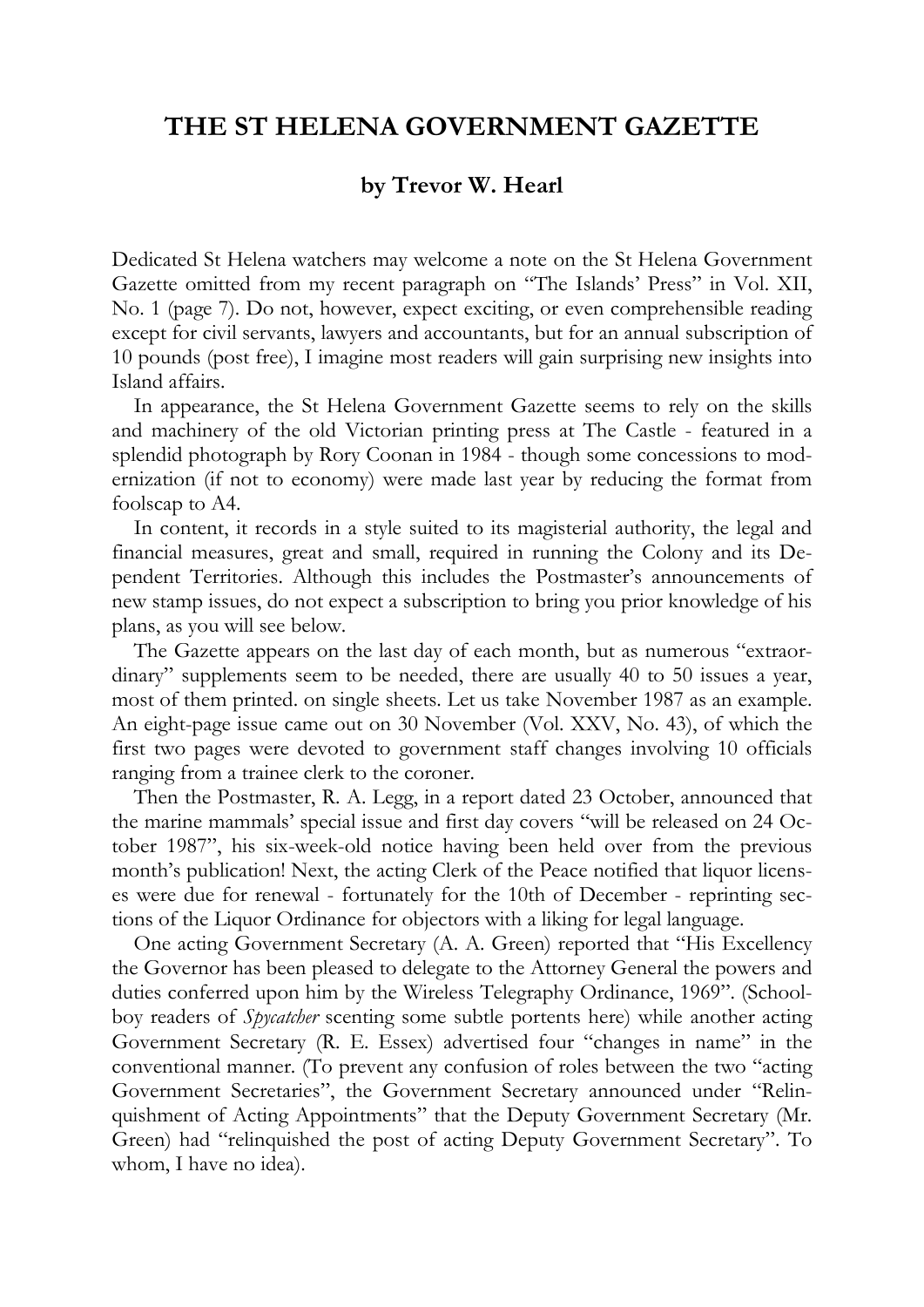# THE ST HELENA GOVERNMENT GAZETTE

### by Trevor W. Hearl

Dedicated St Helena watchers may welcome a note on the St Helena Government Gazette omitted from my recent paragraph on "The Islands' Press" in Vol. XII, No. 1 (page 7). Do not, however, expect exciting, or even comprehensible reading except for civil servants, lawyers and accountants, but for an annual subscription of 10 pounds (post free), I imagine most readers will gain surprising new insights into Island affairs.

In appearance, the St Helena Government Gazette seems to rely on the skills and machinery of the old Victorian printing press at The Castle - featured in a splendid photograph by Rory Coonan in 1984 - though some concessions to modernization (if not to economy) were made last year by reducing the format from foolscap to A4.

In content, it records in a style suited to its magisterial authority, the legal and financial measures, great and small, required in running the Colony and its Dependent Territories. Although this includes the Postmaster's announcements of new stamp issues, do not expect a subscription to bring you prior knowledge of his plans, as you will see below.

The Gazette appears on the last day of each month, but as numerous "extraordinary" supplements seem to be needed, there are usually 40 to 50 issues a year, most of them printed. on single sheets. Let us take November 1987 as an example. An eight-page issue came out on 30 November (Vol. XXV, No. 43), of which the first two pages were devoted to government staff changes involving 10 officials ranging from a trainee clerk to the coroner.

Then the Postmaster, R. A. Legg, in a report dated 23 October, announced that the marine mammals' special issue and first day covers "will be released on 24 October 1987", his six-week-old notice having been held over from the previous month's publication! Next, the acting Clerk of the Peace notified that liquor licenses were due for renewal - fortunately for the 10th of December - reprinting sections of the Liquor Ordinance for objectors with a liking for legal language.

One acting Government Secretary (A. A. Green) reported that "His Excellency the Governor has been pleased to delegate to the Attorney General the powers and duties conferred upon him by the Wireless Telegraphy Ordinance, 1969". (Schoolboy readers of *Spycatcher* scenting some subtle portents here) while another acting Government Secretary (R. E. Essex) advertised four "changes in name" in the conventional manner. (To prevent any confusion of roles between the two "acting Government Secretaries", the Government Secretary announced under "Relinquishment of Acting Appointments" that the Deputy Government Secretary (Mr. Green) had "relinquished the post of acting Deputy Government Secretary". To whom, I have no idea).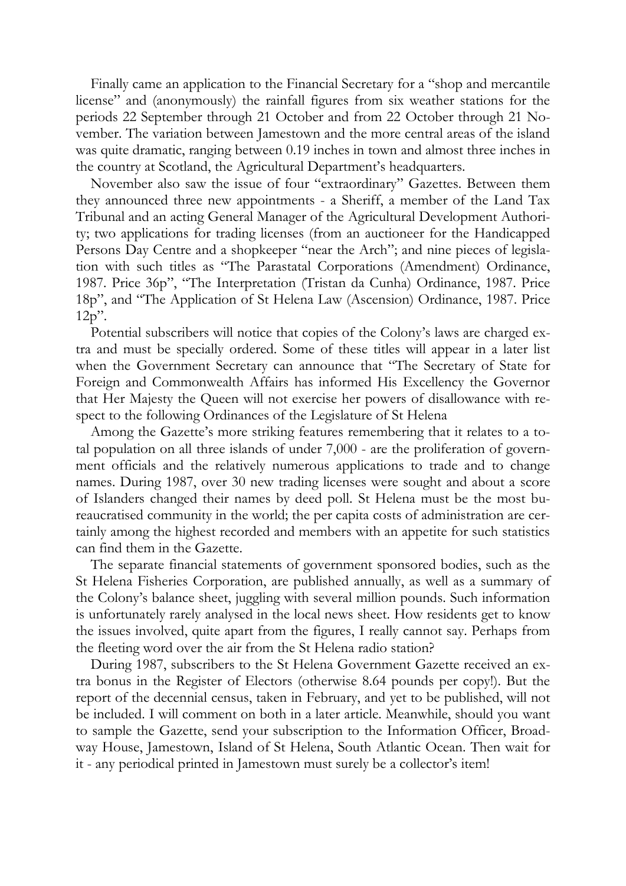Finally came an application to the Financial Secretary for a "shop and mercantile license" and (anonymously) the rainfall figures from six weather stations for the periods 22 September through 21 October and from 22 October through 21 November. The variation between Jamestown and the more central areas of the island was quite dramatic, ranging between 0.19 inches in town and almost three inches in the country at Scotland, the Agricultural Department's headquarters.

November also saw the issue of four "extraordinary" Gazettes. Between them they announced three new appointments - a Sheriff, a member of the Land Tax Tribunal and an acting General Manager of the Agricultural Development Authority; two applications for trading licenses (from an auctioneer for the Handicapped Persons Day Centre and a shopkeeper "near the Arch"; and nine pieces of legislation with such titles as "The Parastatal Corporations (Amendment) Ordinance, 1987. Price 36p", "The Interpretation (Tristan da Cunha) Ordinance, 1987. Price 18p", and "The Application of St Helena Law (Ascension) Ordinance, 1987. Price 12p".

Potential subscribers will notice that copies of the Colony's laws are charged extra and must be specially ordered. Some of these titles will appear in a later list when the Government Secretary can announce that "The Secretary of State for Foreign and Commonwealth Affairs has informed His Excellency the Governor that Her Majesty the Queen will not exercise her powers of disallowance with respect to the following Ordinances of the Legislature of St Helena

Among the Gazette's more striking features remembering that it relates to a total population on all three islands of under 7,000 - are the proliferation of government officials and the relatively numerous applications to trade and to change names. During 1987, over 30 new trading licenses were sought and about a score of Islanders changed their names by deed poll. St Helena must be the most bureaucratised community in the world; the per capita costs of administration are certainly among the highest recorded and members with an appetite for such statistics can find them in the Gazette.

The separate financial statements of government sponsored bodies, such as the St Helena Fisheries Corporation, are published annually, as well as a summary of the Colony's balance sheet, juggling with several million pounds. Such information is unfortunately rarely analysed in the local news sheet. How residents get to know the issues involved, quite apart from the figures, I really cannot say. Perhaps from the fleeting word over the air from the St Helena radio station?

During 1987, subscribers to the St Helena Government Gazette received an extra bonus in the Register of Electors (otherwise 8.64 pounds per copy!). But the report of the decennial census, taken in February, and yet to be published, will not be included. I will comment on both in a later article. Meanwhile, should you want to sample the Gazette, send your subscription to the Information Officer, Broadway House, Jamestown, Island of St Helena, South Atlantic Ocean. Then wait for it - any periodical printed in Jamestown must surely be a collector's item!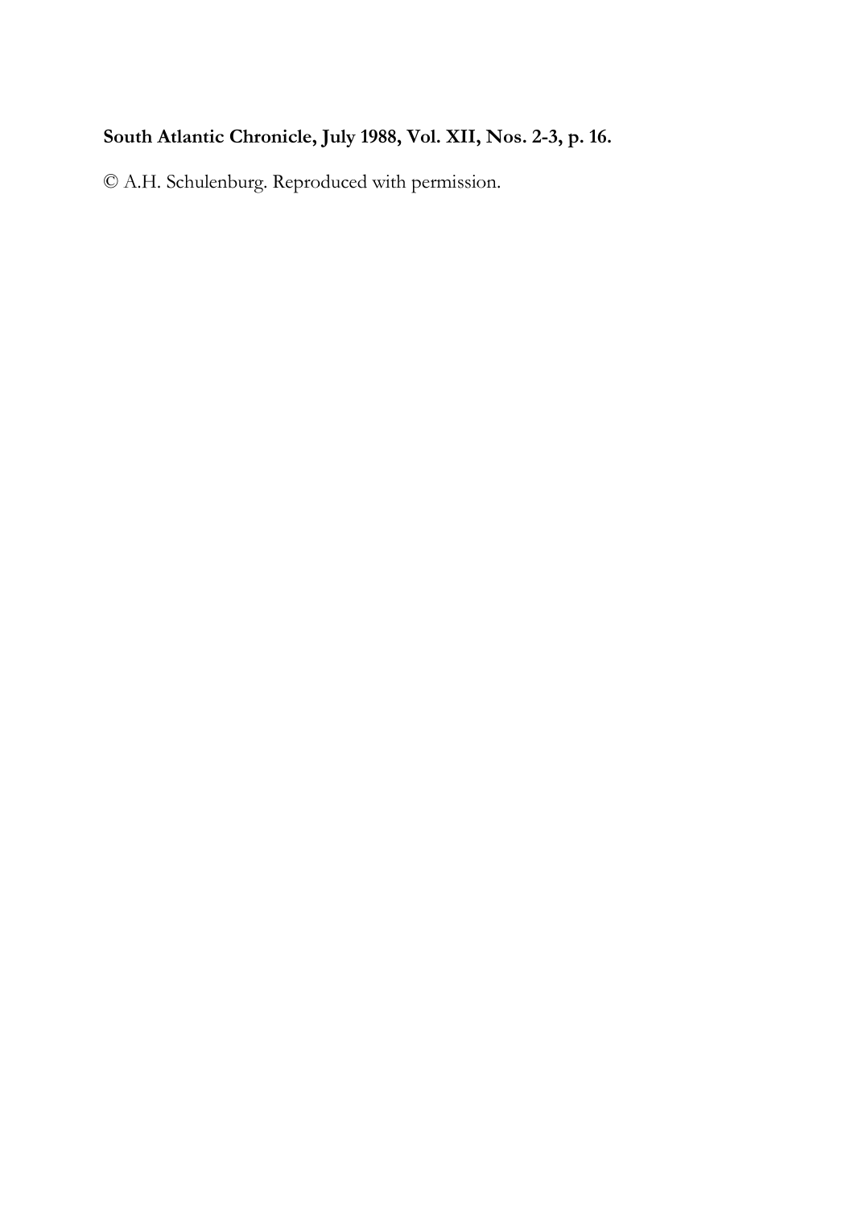**South Atlantic Chronicle, July 1988, Vol. XII, Nos. 2-3, p. 16.**

© A.H. Schulenburg. Reproduced with permission.